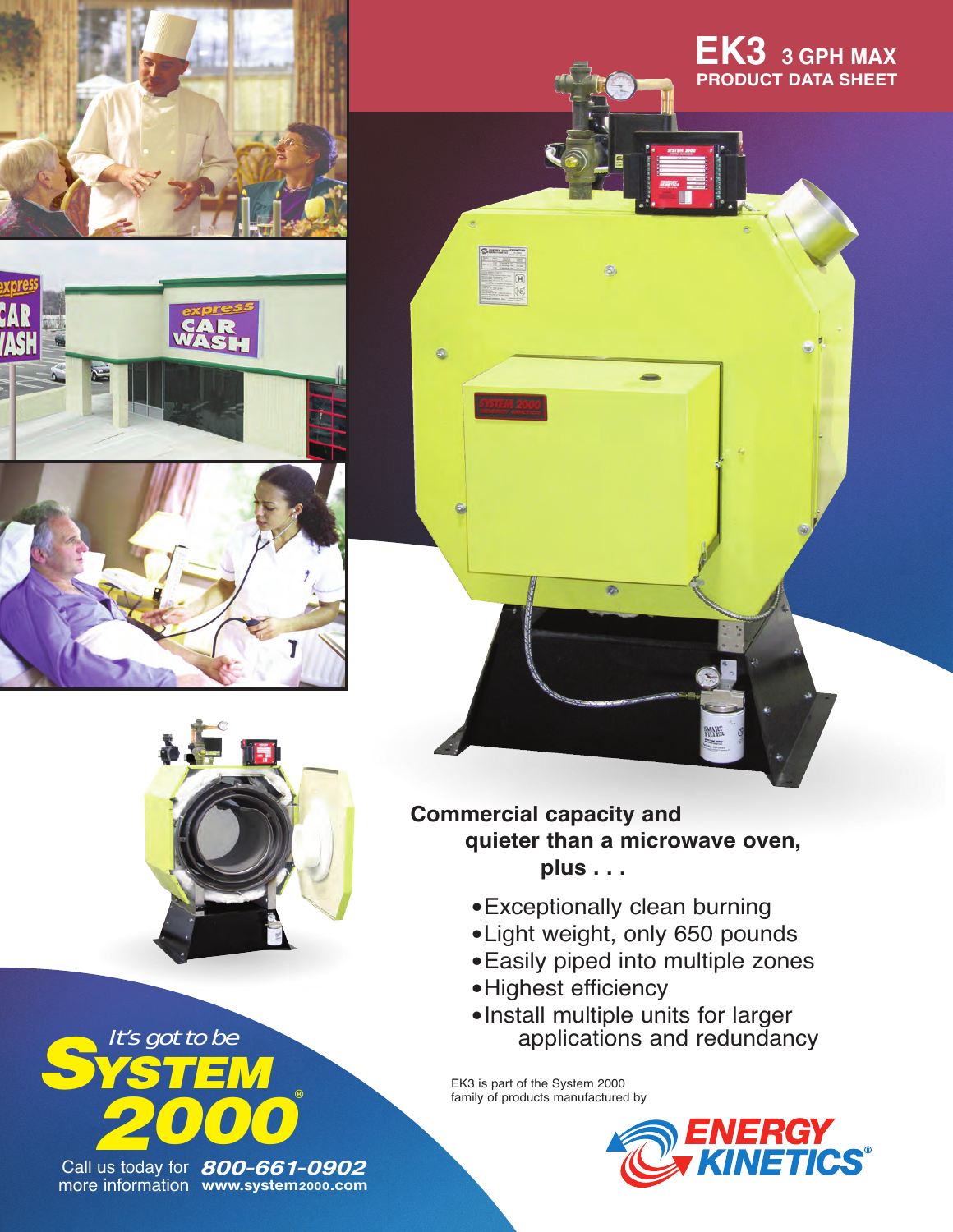# EK3 3 GPH MAX

## PRODUCT DATA SHEET

**Commercial capacity and quieter than a microwave oven, plus . . .**

- Exceptionally clean burning
- Light weight, only 650 pounds
- Easily piped into multiple zones
- Highest efficiency
- Install multiple units for larger applications and redundancy

EK3 is part of the System 2000 family of products manufactured by

**ENERGY KINETICS®**

*It's got to be* **SYSTEM 2000®**

Call us today for more information **800-661-0902**
**www.system2000.com**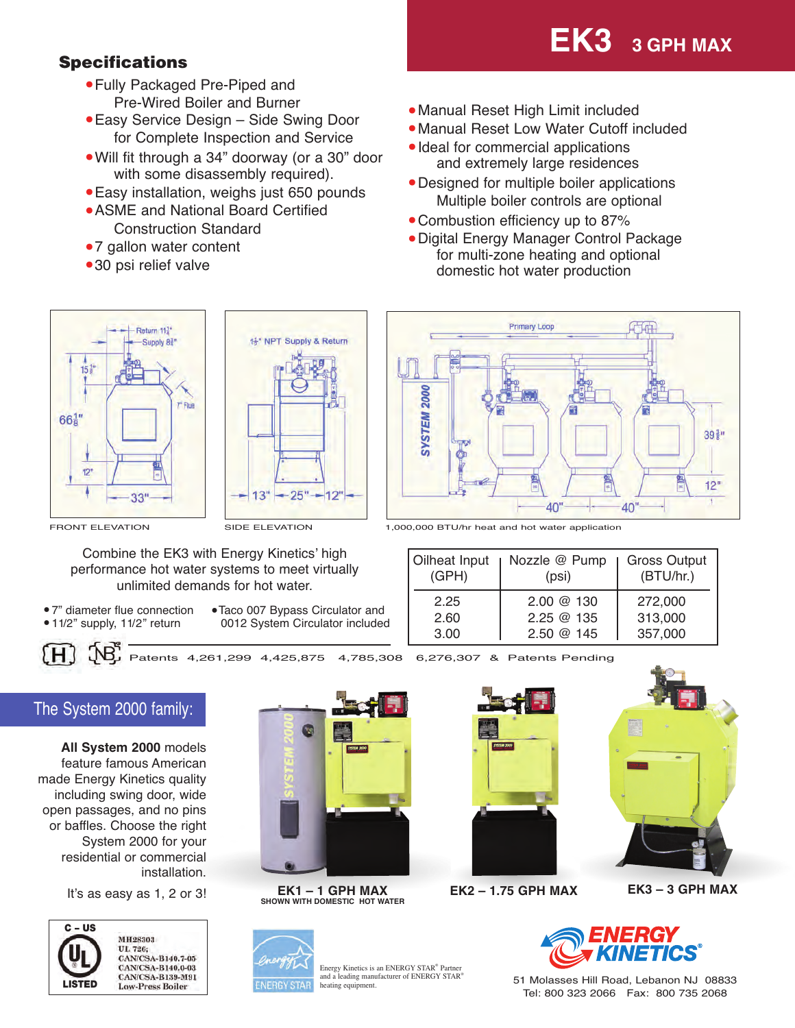# EK3 3 GPH MAX

## Specifications

- Fully Packaged Pre-Piped and Pre-Wired Boiler and Burner
- Easy Service Design – Side Swing Door for Complete Inspection and Service
- Will fit through a 34" doorway (or a 30" door with some disassembly required).
- Easy installation, weighs just 650 pounds
- ASME and National Board Certified Construction Standard
- 7 gallon water content
- 30 psi relief valve
- Manual Reset High Limit included
- Manual Reset Low Water Cutoff included
- Ideal for commercial applications and extremely large residences
- Designed for multiple boiler applications Multiple boiler controls are optional
- Combustion efficiency up to 87%
- Digital Energy Manager Control Package for multi-zone heating and optional domestic hot water production

Return 1½"
Supply 8½"
15½"
66⅝"
7" Flue
12"
33"

FRONT ELEVATION

1½" NPT Supply & Return
13" 25" 12"

SIDE ELEVATION

Primary Loop
SYSTEM 2000
39⅞"
12"
40" 40"

1,000,000 BTU/hr heat and hot water application

Combine the EK3 with Energy Kinetics' high performance hot water systems to meet virtually unlimited demands for hot water.

- 7" diameter flue connection
- 11/2" supply, 11/2" return
- Taco 007 Bypass Circulator and 0012 System Circulator included

| Oilheat Input (GPH) | Nozzle @ Pump (psi) | Gross Output (BTU/hr.) |
|---|---|---|
| 2.25 | 2.00 @ 130 | 272,000 |
| 2.60 | 2.25 @ 135 | 313,000 |
| 3.00 | 2.50 @ 145 | 357,000 |

Patents 4,261,299 4,425,875 4,785,308 6,276,307 & Patents Pending

## The System 2000 family:

**All System 2000** models feature famous American made Energy Kinetics quality including swing door, wide open passages, and no pins or baffles. Choose the right System 2000 for your residential or commercial installation.

It's as easy as 1, 2 or 3!

**EK1 – 1 GPH MAX**
SHOWN WITH DOMESTIC HOT WATER

**EK2 – 1.75 GPH MAX**

**EK3 – 3 GPH MAX**

C – US
LISTED
MH28303
UL 726;
CAN/CSA-B140.7-05
CAN/CSA-B140.0-03
CAN/CSA-B139-M91
Low-Press Boiler

ENERGY STAR

Energy Kinetics is an ENERGY STAR® Partner and a leading manufacturer of ENERGY STAR® heating equipment.

ENERGY KINETICS®

51 Molasses Hill Road, Lebanon NJ 08833
Tel: 800 323 2066 Fax: 800 735 2068